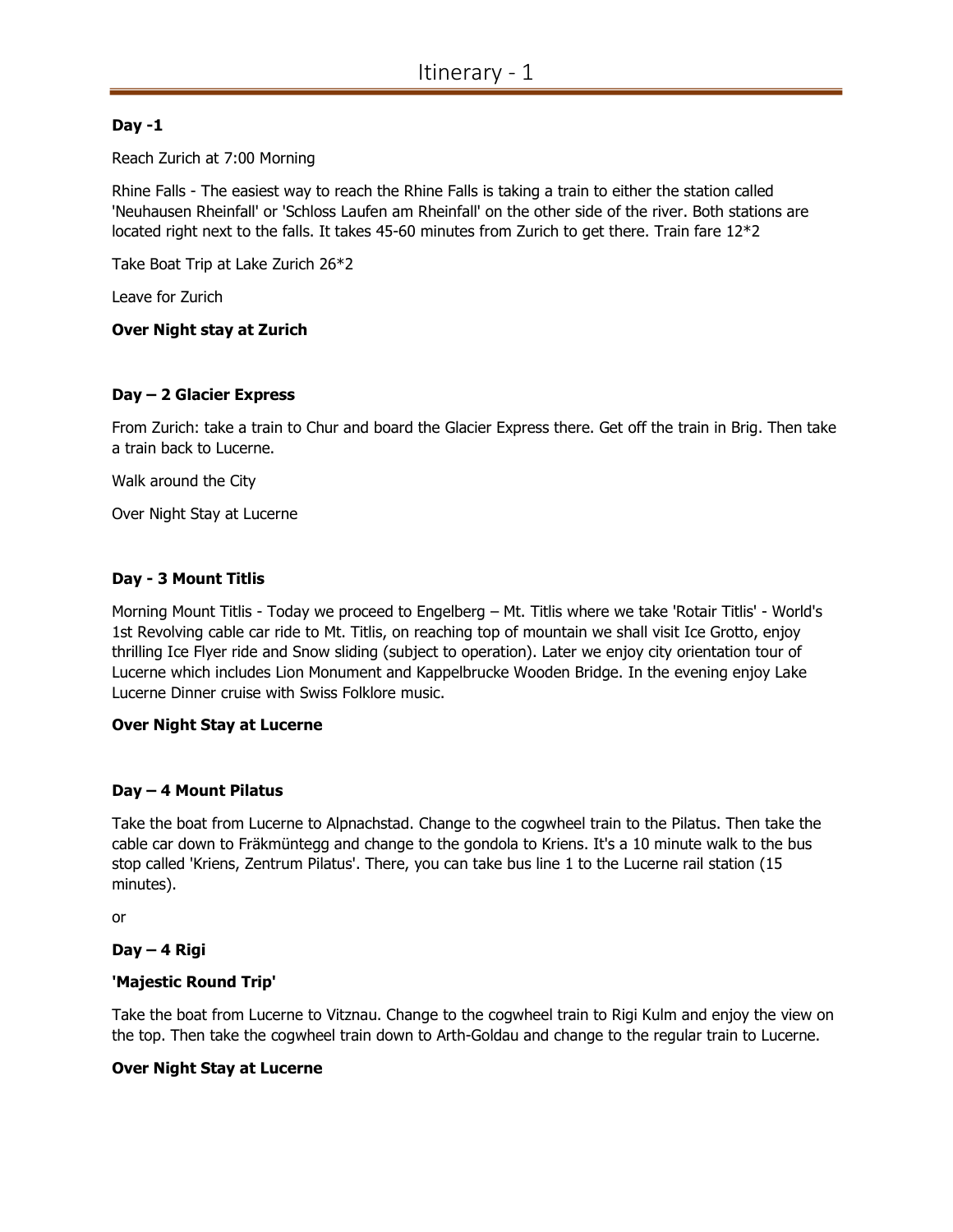# Itinerary - 1

**Day -1**

Reach Zurich at 7:00 Morning

Rhine Falls - The easiest way to reach the Rhine Falls is taking a train to either the station called 'Neuhausen Rheinfall' or 'Schloss Laufen am Rheinfall' on the other side of the river. Both stations are located right next to the falls. It takes 45-60 minutes from Zurich to get there. Train fare 12*2

Take Boat Trip at Lake Zurich 26*2

Leave for Zurich

**Over Night stay at Zurich**

**Day – 2 Glacier Express**

From Zurich: take a train to Chur and board the Glacier Express there. Get off the train in Brig. Then take a train back to Lucerne.

Walk around the City

Over Night Stay at Lucerne

**Day - 3 Mount Titlis**

Morning Mount Titlis - Today we proceed to Engelberg – Mt. Titlis where we take 'Rotair Titlis' - World's 1st Revolving cable car ride to Mt. Titlis, on reaching top of mountain we shall visit Ice Grotto, enjoy thrilling Ice Flyer ride and Snow sliding (subject to operation). Later we enjoy city orientation tour of Lucerne which includes Lion Monument and Kappelbrucke Wooden Bridge. In the evening enjoy Lake Lucerne Dinner cruise with Swiss Folklore music.

**Over Night Stay at Lucerne**

**Day – 4 Mount Pilatus**

Take the boat from Lucerne to Alpnachstad. Change to the cogwheel train to the Pilatus. Then take the cable car down to Fräkmüntegg and change to the gondola to Kriens. It's a 10 minute walk to the bus stop called 'Kriens, Zentrum Pilatus'. There, you can take bus line 1 to the Lucerne rail station (15 minutes).

or

**Day – 4 Rigi**

**'Majestic Round Trip'**

Take the boat from Lucerne to Vitznau. Change to the cogwheel train to Rigi Kulm and enjoy the view on the top. Then take the cogwheel train down to Arth-Goldau and change to the regular train to Lucerne.

**Over Night Stay at Lucerne**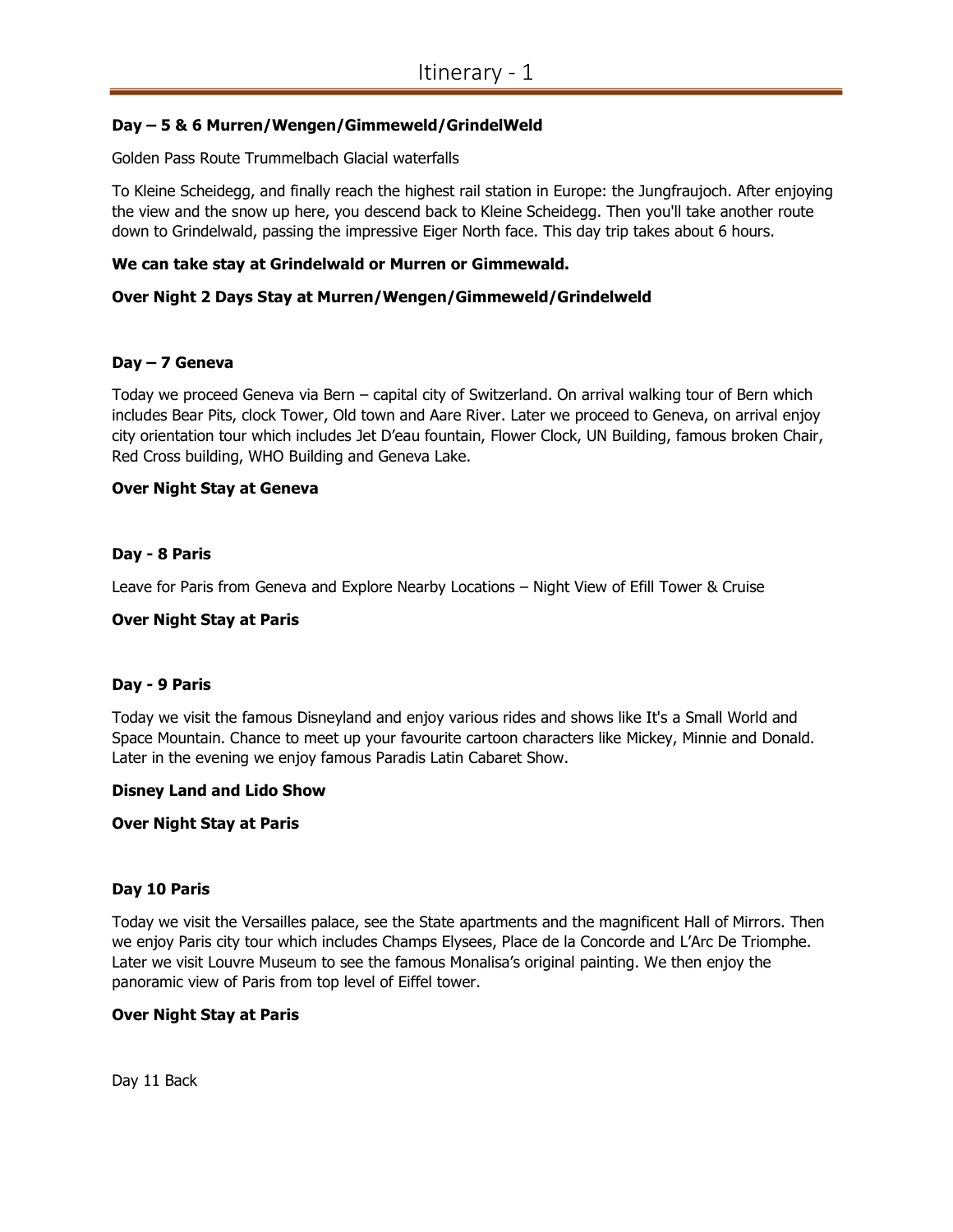# Itinerary - 1

**Day – 5 & 6 Murren/Wengen/Gimmeweld/GrindelWeld**

Golden Pass Route Trummelbach Glacial waterfalls

To Kleine Scheidegg, and finally reach the highest rail station in Europe: the Jungfraujoch. After enjoying the view and the snow up here, you descend back to Kleine Scheidegg. Then you'll take another route down to Grindelwald, passing the impressive Eiger North face. This day trip takes about 6 hours.

**We can take stay at Grindelwald or Murren or Gimmewald.**

**Over Night 2 Days Stay at Murren/Wengen/Gimmeweld/Grindelweld**

**Day – 7 Geneva**

Today we proceed Geneva via Bern – capital city of Switzerland. On arrival walking tour of Bern which includes Bear Pits, clock Tower, Old town and Aare River. Later we proceed to Geneva, on arrival enjoy city orientation tour which includes Jet D'eau fountain, Flower Clock, UN Building, famous broken Chair, Red Cross building, WHO Building and Geneva Lake.

**Over Night Stay at Geneva**

**Day - 8 Paris**

Leave for Paris from Geneva and Explore Nearby Locations – Night View of Efill Tower & Cruise

**Over Night Stay at Paris**

**Day - 9 Paris**

Today we visit the famous Disneyland and enjoy various rides and shows like It's a Small World and Space Mountain. Chance to meet up your favourite cartoon characters like Mickey, Minnie and Donald. Later in the evening we enjoy famous Paradis Latin Cabaret Show.

**Disney Land and Lido Show**

**Over Night Stay at Paris**

**Day 10 Paris**

Today we visit the Versailles palace, see the State apartments and the magnificent Hall of Mirrors. Then we enjoy Paris city tour which includes Champs Elysees, Place de la Concorde and L'Arc De Triomphe. Later we visit Louvre Museum to see the famous Monalisa's original painting. We then enjoy the panoramic view of Paris from top level of Eiffel tower.

**Over Night Stay at Paris**

Day 11 Back